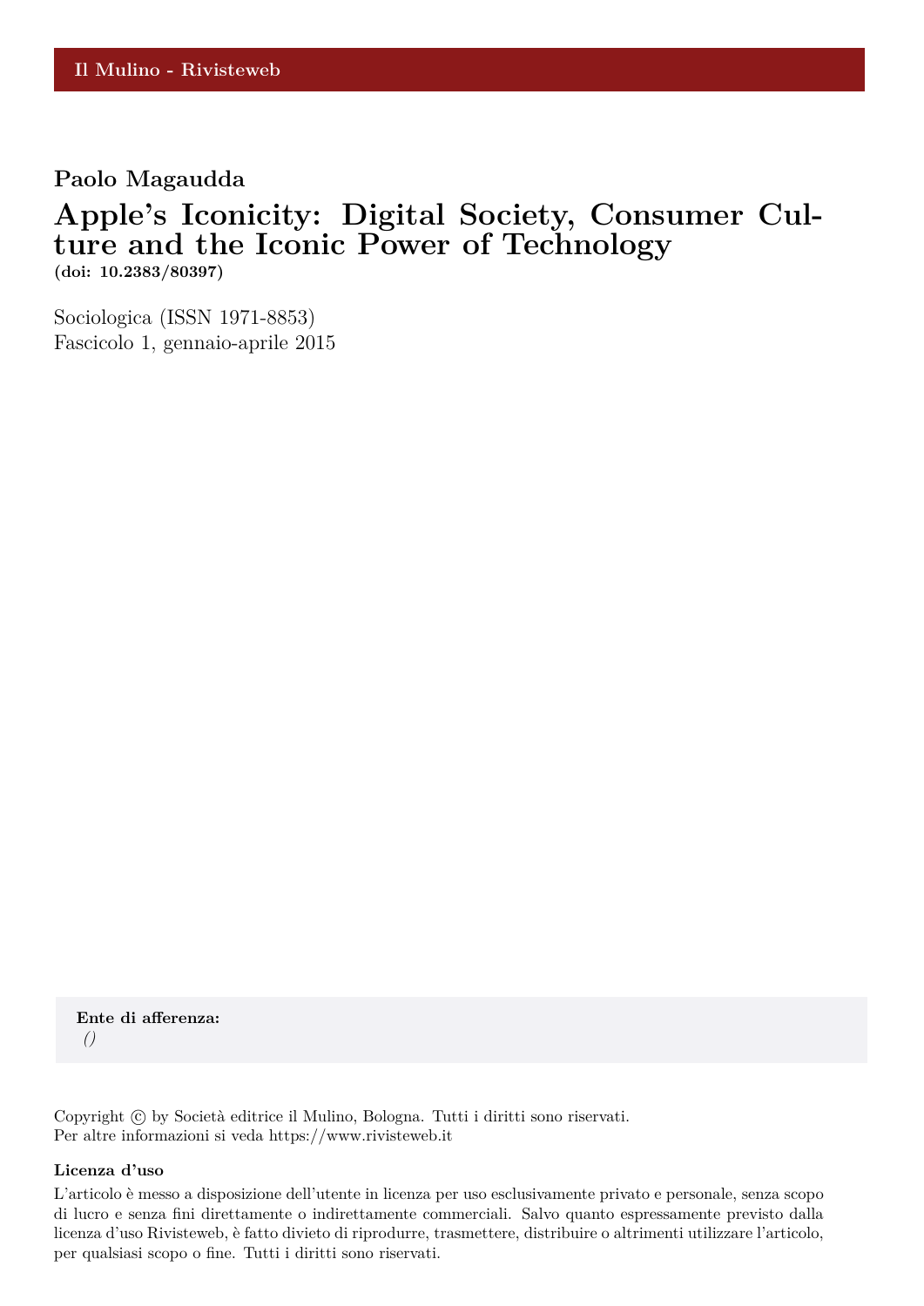Il Mulino - Rivisteweb

**Paolo Magaudda**

# Apple's Iconicity: Digital Society, Consumer Culture and the Iconic Power of Technology

**(doi: 10.2383/80397)**

Sociologica (ISSN 1971-8853)
Fascicolo 1, gennaio-aprile 2015

**Ente di afferenza:**
*()*

Copyright © by Società editrice il Mulino, Bologna. Tutti i diritti sono riservati.
Per altre informazioni si veda https://www.rivisteweb.it

**Licenza d'uso**

L'articolo è messo a disposizione dell'utente in licenza per uso esclusivamente privato e personale, senza scopo di lucro e senza fini direttamente o indirettamente commerciali. Salvo quanto espressamente previsto dalla licenza d'uso Rivisteweb, è fatto divieto di riprodurre, trasmettere, distribuire o altrimenti utilizzare l'articolo, per qualsiasi scopo o fine. Tutti i diritti sono riservati.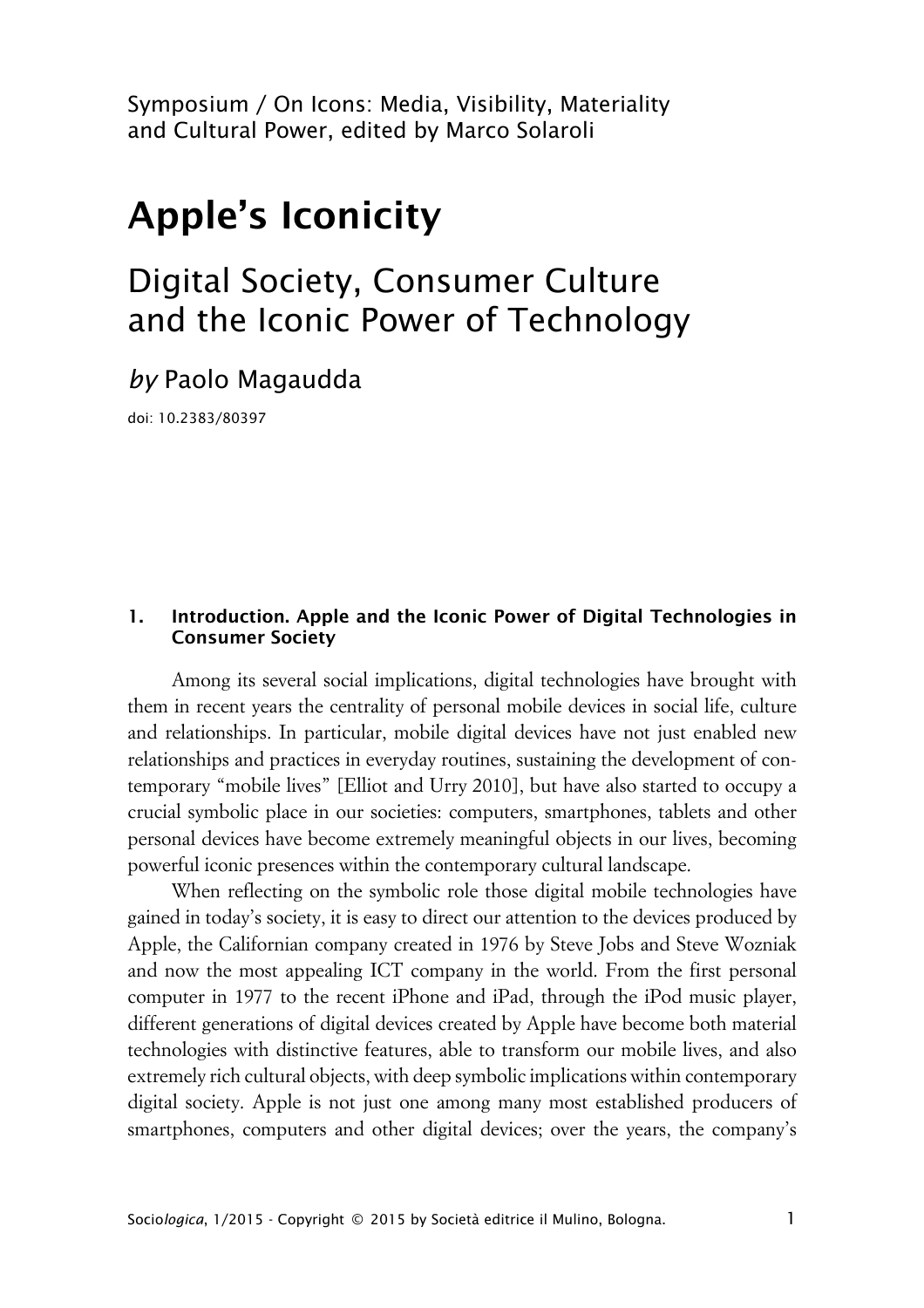Symposium / On Icons: Media, Visibility, Materiality and Cultural Power, edited by Marco Solaroli

# Apple's Iconicity

## Digital Society, Consumer Culture and the Iconic Power of Technology

*by* Paolo Magaudda

doi: 10.2383/80397

### 1. Introduction. Apple and the Iconic Power of Digital Technologies in Consumer Society

Among its several social implications, digital technologies have brought with them in recent years the centrality of personal mobile devices in social life, culture and relationships. In particular, mobile digital devices have not just enabled new relationships and practices in everyday routines, sustaining the development of contemporary "mobile lives" [Elliot and Urry 2010], but have also started to occupy a crucial symbolic place in our societies: computers, smartphones, tablets and other personal devices have become extremely meaningful objects in our lives, becoming powerful iconic presences within the contemporary cultural landscape.

When reflecting on the symbolic role those digital mobile technologies have gained in today's society, it is easy to direct our attention to the devices produced by Apple, the Californian company created in 1976 by Steve Jobs and Steve Wozniak and now the most appealing ICT company in the world. From the first personal computer in 1977 to the recent iPhone and iPad, through the iPod music player, different generations of digital devices created by Apple have become both material technologies with distinctive features, able to transform our mobile lives, and also extremely rich cultural objects, with deep symbolic implications within contemporary digital society. Apple is not just one among many most established producers of smartphones, computers and other digital devices; over the years, the company's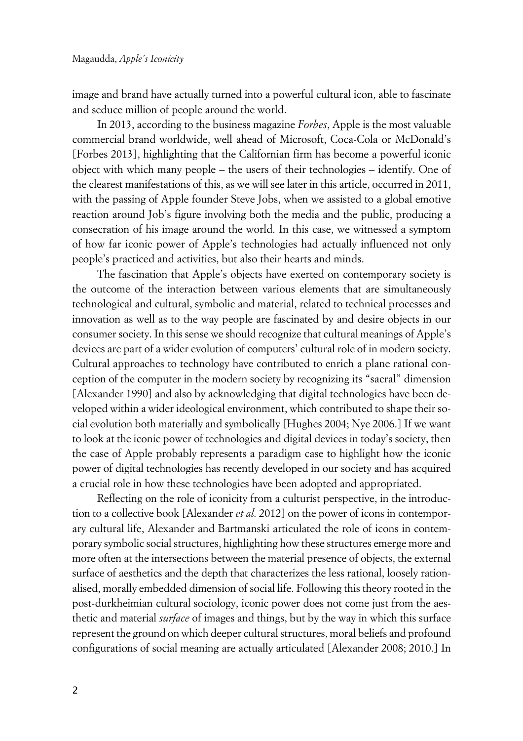image and brand have actually turned into a powerful cultural icon, able to fascinate and seduce million of people around the world.

In 2013, according to the business magazine *Forbes*, Apple is the most valuable commercial brand worldwide, well ahead of Microsoft, Coca-Cola or McDonald's [Forbes 2013], highlighting that the Californian firm has become a powerful iconic object with which many people – the users of their technologies – identify. One of the clearest manifestations of this, as we will see later in this article, occurred in 2011, with the passing of Apple founder Steve Jobs, when we assisted to a global emotive reaction around Job's figure involving both the media and the public, producing a consecration of his image around the world. In this case, we witnessed a symptom of how far iconic power of Apple's technologies had actually influenced not only people's practiced and activities, but also their hearts and minds.

The fascination that Apple's objects have exerted on contemporary society is the outcome of the interaction between various elements that are simultaneously technological and cultural, symbolic and material, related to technical processes and innovation as well as to the way people are fascinated by and desire objects in our consumer society. In this sense we should recognize that cultural meanings of Apple's devices are part of a wider evolution of computers' cultural role of in modern society. Cultural approaches to technology have contributed to enrich a plane rational conception of the computer in the modern society by recognizing its "sacral" dimension [Alexander 1990] and also by acknowledging that digital technologies have been developed within a wider ideological environment, which contributed to shape their social evolution both materially and symbolically [Hughes 2004; Nye 2006.] If we want to look at the iconic power of technologies and digital devices in today's society, then the case of Apple probably represents a paradigm case to highlight how the iconic power of digital technologies has recently developed in our society and has acquired a crucial role in how these technologies have been adopted and appropriated.

Reflecting on the role of iconicity from a culturist perspective, in the introduction to a collective book [Alexander *et al.* 2012] on the power of icons in contemporary cultural life, Alexander and Bartmanski articulated the role of icons in contemporary symbolic social structures, highlighting how these structures emerge more and more often at the intersections between the material presence of objects, the external surface of aesthetics and the depth that characterizes the less rational, loosely rationalised, morally embedded dimension of social life. Following this theory rooted in the post-durkheimian cultural sociology, iconic power does not come just from the aesthetic and material *surface* of images and things, but by the way in which this surface represent the ground on which deeper cultural structures, moral beliefs and profound configurations of social meaning are actually articulated [Alexander 2008; 2010.] In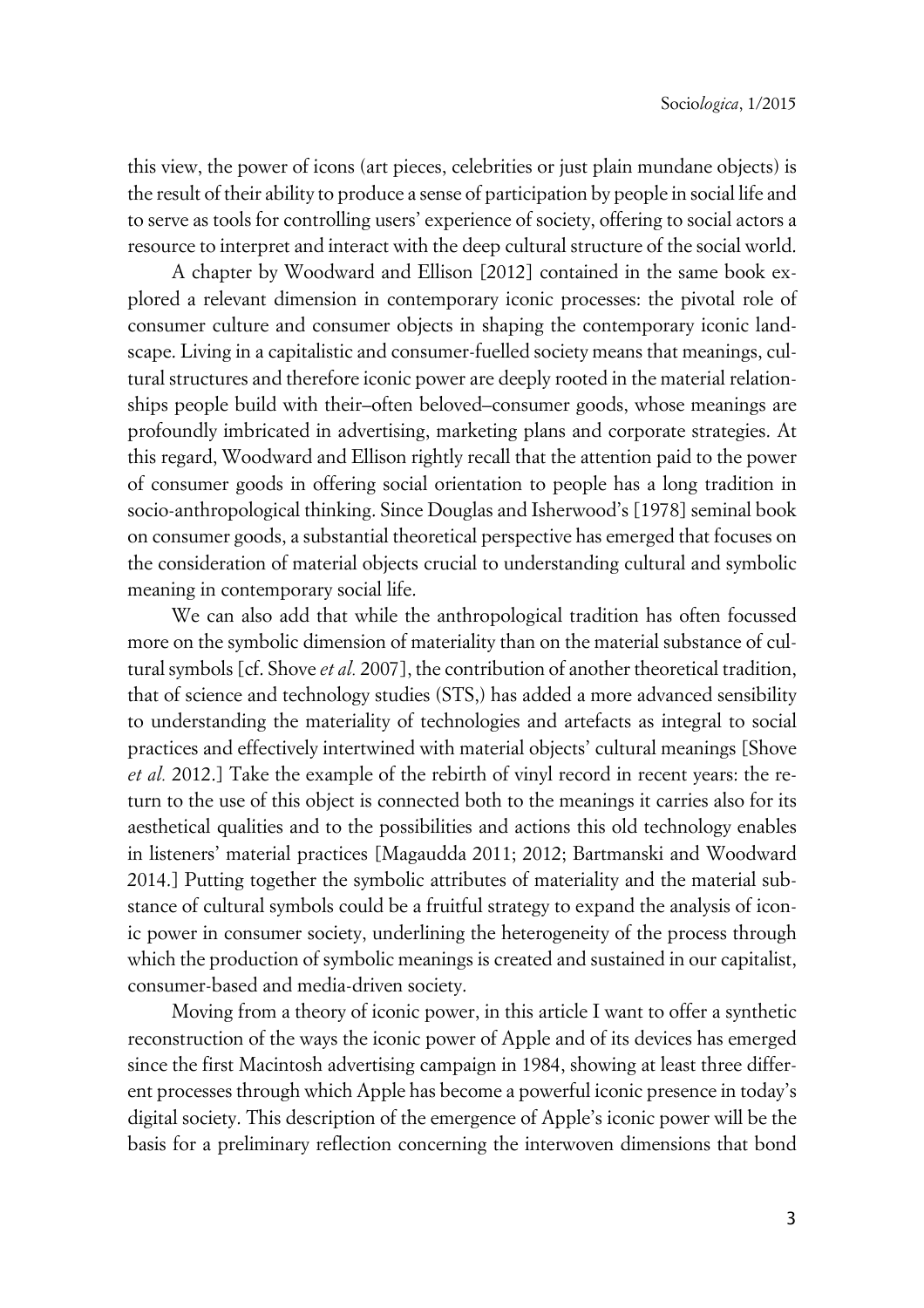this view, the power of icons (art pieces, celebrities or just plain mundane objects) is the result of their ability to produce a sense of participation by people in social life and to serve as tools for controlling users' experience of society, offering to social actors a resource to interpret and interact with the deep cultural structure of the social world.

A chapter by Woodward and Ellison [2012] contained in the same book explored a relevant dimension in contemporary iconic processes: the pivotal role of consumer culture and consumer objects in shaping the contemporary iconic landscape. Living in a capitalistic and consumer-fuelled society means that meanings, cultural structures and therefore iconic power are deeply rooted in the material relationships people build with their–often beloved–consumer goods, whose meanings are profoundly imbricated in advertising, marketing plans and corporate strategies. At this regard, Woodward and Ellison rightly recall that the attention paid to the power of consumer goods in offering social orientation to people has a long tradition in socio-anthropological thinking. Since Douglas and Isherwood's [1978] seminal book on consumer goods, a substantial theoretical perspective has emerged that focuses on the consideration of material objects crucial to understanding cultural and symbolic meaning in contemporary social life.

We can also add that while the anthropological tradition has often focussed more on the symbolic dimension of materiality than on the material substance of cultural symbols [cf. Shove *et al.* 2007], the contribution of another theoretical tradition, that of science and technology studies (STS,) has added a more advanced sensibility to understanding the materiality of technologies and artefacts as integral to social practices and effectively intertwined with material objects' cultural meanings [Shove *et al.* 2012.] Take the example of the rebirth of vinyl record in recent years: the return to the use of this object is connected both to the meanings it carries also for its aesthetical qualities and to the possibilities and actions this old technology enables in listeners' material practices [Magaudda 2011; 2012; Bartmanski and Woodward 2014.] Putting together the symbolic attributes of materiality and the material substance of cultural symbols could be a fruitful strategy to expand the analysis of iconic power in consumer society, underlining the heterogeneity of the process through which the production of symbolic meanings is created and sustained in our capitalist, consumer-based and media-driven society.

Moving from a theory of iconic power, in this article I want to offer a synthetic reconstruction of the ways the iconic power of Apple and of its devices has emerged since the first Macintosh advertising campaign in 1984, showing at least three different processes through which Apple has become a powerful iconic presence in today's digital society. This description of the emergence of Apple's iconic power will be the basis for a preliminary reflection concerning the interwoven dimensions that bond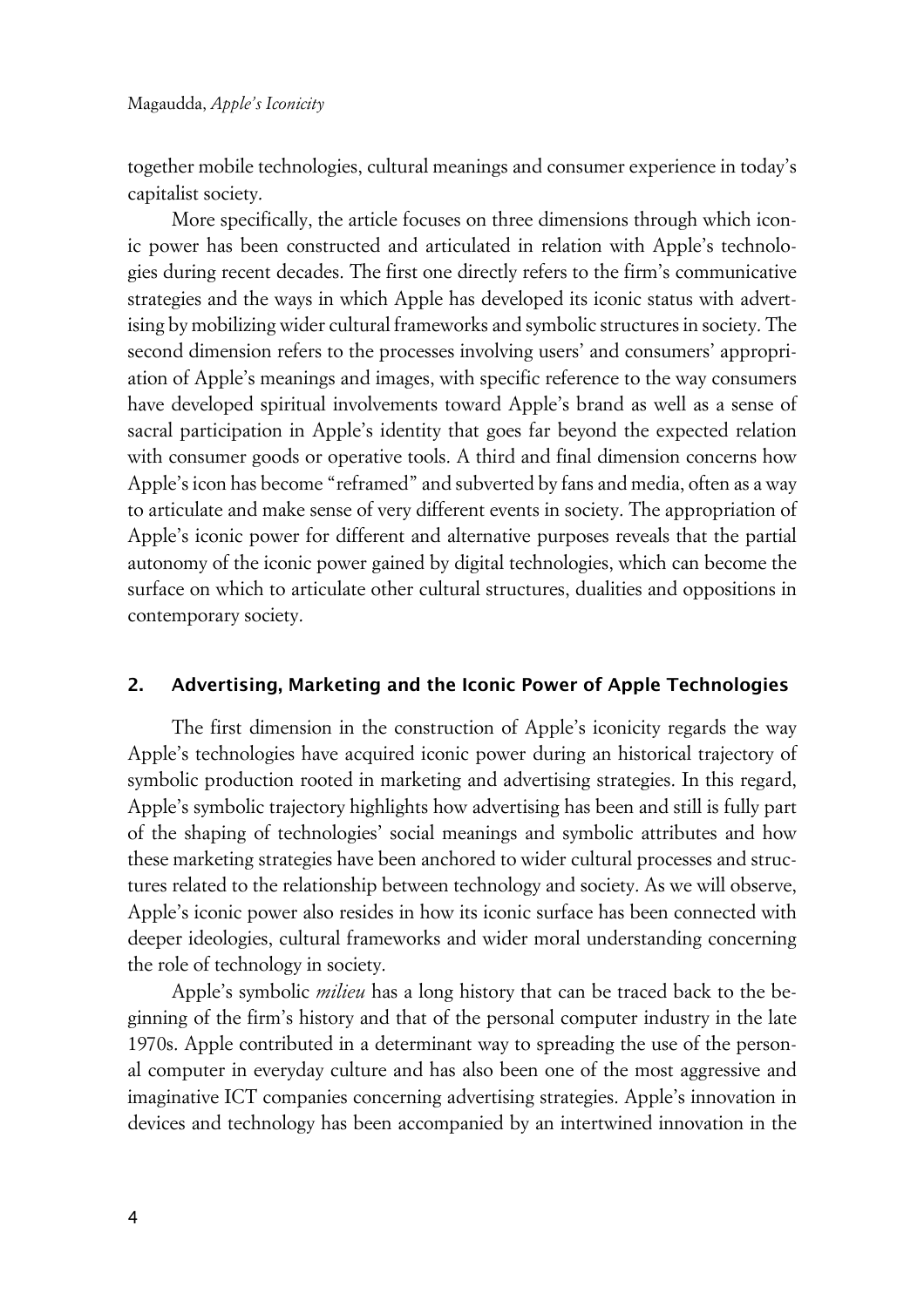together mobile technologies, cultural meanings and consumer experience in today's capitalist society.

More specifically, the article focuses on three dimensions through which iconic power has been constructed and articulated in relation with Apple's technologies during recent decades. The first one directly refers to the firm's communicative strategies and the ways in which Apple has developed its iconic status with advertising by mobilizing wider cultural frameworks and symbolic structures in society. The second dimension refers to the processes involving users' and consumers' appropriation of Apple's meanings and images, with specific reference to the way consumers have developed spiritual involvements toward Apple's brand as well as a sense of sacral participation in Apple's identity that goes far beyond the expected relation with consumer goods or operative tools. A third and final dimension concerns how Apple's icon has become "reframed" and subverted by fans and media, often as a way to articulate and make sense of very different events in society. The appropriation of Apple's iconic power for different and alternative purposes reveals that the partial autonomy of the iconic power gained by digital technologies, which can become the surface on which to articulate other cultural structures, dualities and oppositions in contemporary society.

## 2. Advertising, Marketing and the Iconic Power of Apple Technologies

The first dimension in the construction of Apple's iconicity regards the way Apple's technologies have acquired iconic power during an historical trajectory of symbolic production rooted in marketing and advertising strategies. In this regard, Apple's symbolic trajectory highlights how advertising has been and still is fully part of the shaping of technologies' social meanings and symbolic attributes and how these marketing strategies have been anchored to wider cultural processes and structures related to the relationship between technology and society. As we will observe, Apple's iconic power also resides in how its iconic surface has been connected with deeper ideologies, cultural frameworks and wider moral understanding concerning the role of technology in society.

Apple's symbolic *milieu* has a long history that can be traced back to the beginning of the firm's history and that of the personal computer industry in the late 1970s. Apple contributed in a determinant way to spreading the use of the personal computer in everyday culture and has also been one of the most aggressive and imaginative ICT companies concerning advertising strategies. Apple's innovation in devices and technology has been accompanied by an intertwined innovation in the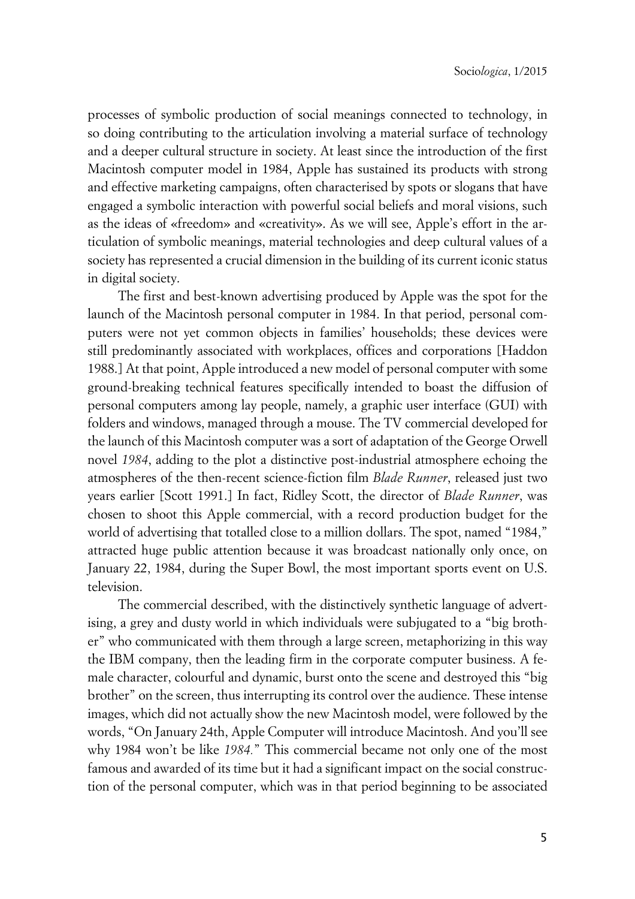processes of symbolic production of social meanings connected to technology, in so doing contributing to the articulation involving a material surface of technology and a deeper cultural structure in society. At least since the introduction of the first Macintosh computer model in 1984, Apple has sustained its products with strong and effective marketing campaigns, often characterised by spots or slogans that have engaged a symbolic interaction with powerful social beliefs and moral visions, such as the ideas of «freedom» and «creativity». As we will see, Apple's effort in the articulation of symbolic meanings, material technologies and deep cultural values of a society has represented a crucial dimension in the building of its current iconic status in digital society.

The first and best-known advertising produced by Apple was the spot for the launch of the Macintosh personal computer in 1984. In that period, personal computers were not yet common objects in families' households; these devices were still predominantly associated with workplaces, offices and corporations [Haddon 1988.] At that point, Apple introduced a new model of personal computer with some ground-breaking technical features specifically intended to boast the diffusion of personal computers among lay people, namely, a graphic user interface (GUI) with folders and windows, managed through a mouse. The TV commercial developed for the launch of this Macintosh computer was a sort of adaptation of the George Orwell novel *1984*, adding to the plot a distinctive post-industrial atmosphere echoing the atmospheres of the then-recent science-fiction film *Blade Runner*, released just two years earlier [Scott 1991.] In fact, Ridley Scott, the director of *Blade Runner*, was chosen to shoot this Apple commercial, with a record production budget for the world of advertising that totalled close to a million dollars. The spot, named "1984," attracted huge public attention because it was broadcast nationally only once, on January 22, 1984, during the Super Bowl, the most important sports event on U.S. television.

The commercial described, with the distinctively synthetic language of advertising, a grey and dusty world in which individuals were subjugated to a "big brother" who communicated with them through a large screen, metaphorizing in this way the IBM company, then the leading firm in the corporate computer business. A female character, colourful and dynamic, burst onto the scene and destroyed this "big brother" on the screen, thus interrupting its control over the audience. These intense images, which did not actually show the new Macintosh model, were followed by the words, "On January 24th, Apple Computer will introduce Macintosh. And you'll see why 1984 won't be like *1984.*" This commercial became not only one of the most famous and awarded of its time but it had a significant impact on the social construction of the personal computer, which was in that period beginning to be associated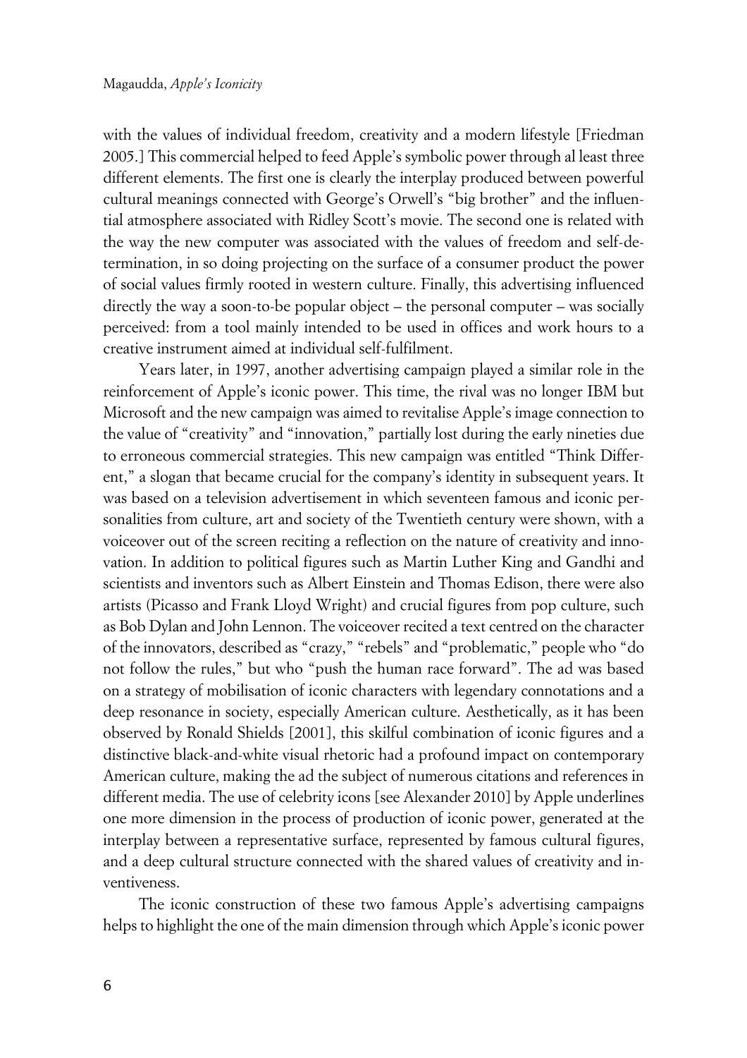with the values of individual freedom, creativity and a modern lifestyle [Friedman 2005.] This commercial helped to feed Apple's symbolic power through al least three different elements. The first one is clearly the interplay produced between powerful cultural meanings connected with George's Orwell's "big brother" and the influential atmosphere associated with Ridley Scott's movie. The second one is related with the way the new computer was associated with the values of freedom and self-determination, in so doing projecting on the surface of a consumer product the power of social values firmly rooted in western culture. Finally, this advertising influenced directly the way a soon-to-be popular object – the personal computer – was socially perceived: from a tool mainly intended to be used in offices and work hours to a creative instrument aimed at individual self-fulfilment.

Years later, in 1997, another advertising campaign played a similar role in the reinforcement of Apple's iconic power. This time, the rival was no longer IBM but Microsoft and the new campaign was aimed to revitalise Apple's image connection to the value of "creativity" and "innovation," partially lost during the early nineties due to erroneous commercial strategies. This new campaign was entitled "Think Different," a slogan that became crucial for the company's identity in subsequent years. It was based on a television advertisement in which seventeen famous and iconic personalities from culture, art and society of the Twentieth century were shown, with a voiceover out of the screen reciting a reflection on the nature of creativity and innovation. In addition to political figures such as Martin Luther King and Gandhi and scientists and inventors such as Albert Einstein and Thomas Edison, there were also artists (Picasso and Frank Lloyd Wright) and crucial figures from pop culture, such as Bob Dylan and John Lennon. The voiceover recited a text centred on the character of the innovators, described as "crazy," "rebels" and "problematic," people who "do not follow the rules," but who "push the human race forward". The ad was based on a strategy of mobilisation of iconic characters with legendary connotations and a deep resonance in society, especially American culture. Aesthetically, as it has been observed by Ronald Shields [2001], this skilful combination of iconic figures and a distinctive black-and-white visual rhetoric had a profound impact on contemporary American culture, making the ad the subject of numerous citations and references in different media. The use of celebrity icons [see Alexander 2010] by Apple underlines one more dimension in the process of production of iconic power, generated at the interplay between a representative surface, represented by famous cultural figures, and a deep cultural structure connected with the shared values of creativity and inventiveness.

The iconic construction of these two famous Apple's advertising campaigns helps to highlight the one of the main dimension through which Apple's iconic power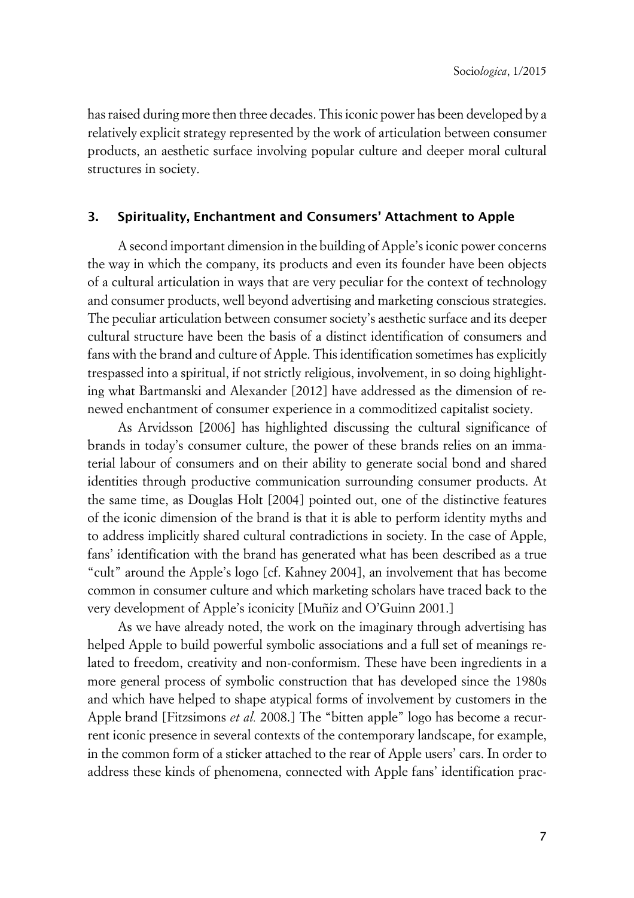has raised during more then three decades. This iconic power has been developed by a relatively explicit strategy represented by the work of articulation between consumer products, an aesthetic surface involving popular culture and deeper moral cultural structures in society.

## 3. Spirituality, Enchantment and Consumers' Attachment to Apple

A second important dimension in the building of Apple's iconic power concerns the way in which the company, its products and even its founder have been objects of a cultural articulation in ways that are very peculiar for the context of technology and consumer products, well beyond advertising and marketing conscious strategies. The peculiar articulation between consumer society's aesthetic surface and its deeper cultural structure have been the basis of a distinct identification of consumers and fans with the brand and culture of Apple. This identification sometimes has explicitly trespassed into a spiritual, if not strictly religious, involvement, in so doing highlighting what Bartmanski and Alexander [2012] have addressed as the dimension of renewed enchantment of consumer experience in a commoditized capitalist society.

As Arvidsson [2006] has highlighted discussing the cultural significance of brands in today's consumer culture, the power of these brands relies on an immaterial labour of consumers and on their ability to generate social bond and shared identities through productive communication surrounding consumer products. At the same time, as Douglas Holt [2004] pointed out, one of the distinctive features of the iconic dimension of the brand is that it is able to perform identity myths and to address implicitly shared cultural contradictions in society. In the case of Apple, fans' identification with the brand has generated what has been described as a true "cult" around the Apple's logo [cf. Kahney 2004], an involvement that has become common in consumer culture and which marketing scholars have traced back to the very development of Apple's iconicity [Muñiz and O'Guinn 2001.]

As we have already noted, the work on the imaginary through advertising has helped Apple to build powerful symbolic associations and a full set of meanings related to freedom, creativity and non-conformism. These have been ingredients in a more general process of symbolic construction that has developed since the 1980s and which have helped to shape atypical forms of involvement by customers in the Apple brand [Fitzsimons *et al.* 2008.] The "bitten apple" logo has become a recurrent iconic presence in several contexts of the contemporary landscape, for example, in the common form of a sticker attached to the rear of Apple users' cars. In order to address these kinds of phenomena, connected with Apple fans' identification prac-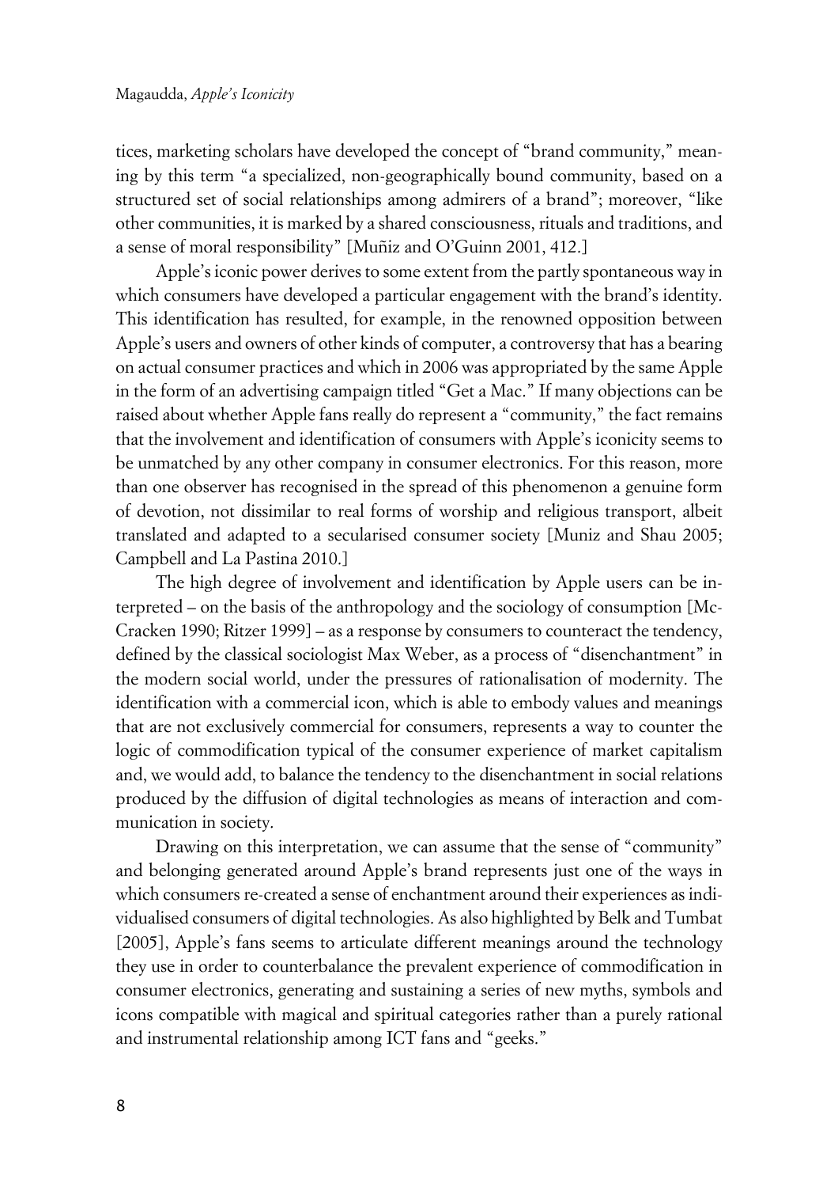tices, marketing scholars have developed the concept of "brand community," meaning by this term "a specialized, non-geographically bound community, based on a structured set of social relationships among admirers of a brand"; moreover, "like other communities, it is marked by a shared consciousness, rituals and traditions, and a sense of moral responsibility" [Muñiz and O'Guinn 2001, 412.]

Apple's iconic power derives to some extent from the partly spontaneous way in which consumers have developed a particular engagement with the brand's identity. This identification has resulted, for example, in the renowned opposition between Apple's users and owners of other kinds of computer, a controversy that has a bearing on actual consumer practices and which in 2006 was appropriated by the same Apple in the form of an advertising campaign titled "Get a Mac." If many objections can be raised about whether Apple fans really do represent a "community," the fact remains that the involvement and identification of consumers with Apple's iconicity seems to be unmatched by any other company in consumer electronics. For this reason, more than one observer has recognised in the spread of this phenomenon a genuine form of devotion, not dissimilar to real forms of worship and religious transport, albeit translated and adapted to a secularised consumer society [Muniz and Shau 2005; Campbell and La Pastina 2010.]

The high degree of involvement and identification by Apple users can be interpreted – on the basis of the anthropology and the sociology of consumption [McCracken 1990; Ritzer 1999] – as a response by consumers to counteract the tendency, defined by the classical sociologist Max Weber, as a process of "disenchantment" in the modern social world, under the pressures of rationalisation of modernity. The identification with a commercial icon, which is able to embody values and meanings that are not exclusively commercial for consumers, represents a way to counter the logic of commodification typical of the consumer experience of market capitalism and, we would add, to balance the tendency to the disenchantment in social relations produced by the diffusion of digital technologies as means of interaction and communication in society.

Drawing on this interpretation, we can assume that the sense of "community" and belonging generated around Apple's brand represents just one of the ways in which consumers re-created a sense of enchantment around their experiences as individualised consumers of digital technologies. As also highlighted by Belk and Tumbat [2005], Apple's fans seems to articulate different meanings around the technology they use in order to counterbalance the prevalent experience of commodification in consumer electronics, generating and sustaining a series of new myths, symbols and icons compatible with magical and spiritual categories rather than a purely rational and instrumental relationship among ICT fans and "geeks."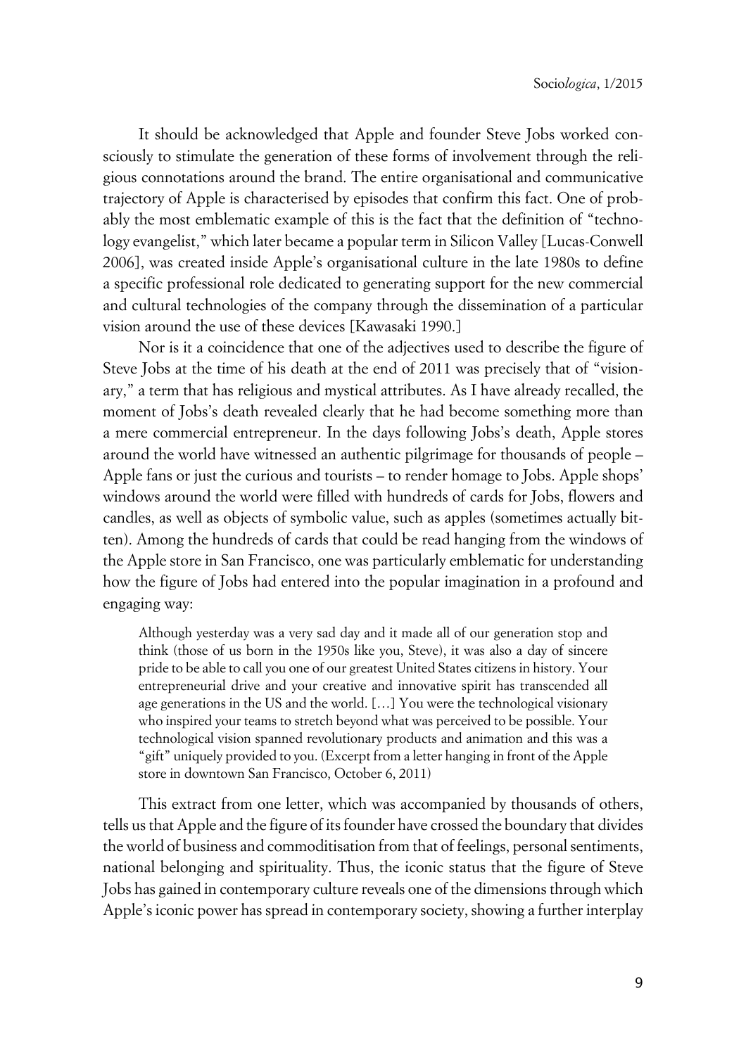It should be acknowledged that Apple and founder Steve Jobs worked consciously to stimulate the generation of these forms of involvement through the religious connotations around the brand. The entire organisational and communicative trajectory of Apple is characterised by episodes that confirm this fact. One of probably the most emblematic example of this is the fact that the definition of "technology evangelist," which later became a popular term in Silicon Valley [Lucas-Conwell 2006], was created inside Apple's organisational culture in the late 1980s to define a specific professional role dedicated to generating support for the new commercial and cultural technologies of the company through the dissemination of a particular vision around the use of these devices [Kawasaki 1990.]

Nor is it a coincidence that one of the adjectives used to describe the figure of Steve Jobs at the time of his death at the end of 2011 was precisely that of "visionary," a term that has religious and mystical attributes. As I have already recalled, the moment of Jobs's death revealed clearly that he had become something more than a mere commercial entrepreneur. In the days following Jobs's death, Apple stores around the world have witnessed an authentic pilgrimage for thousands of people – Apple fans or just the curious and tourists – to render homage to Jobs. Apple shops' windows around the world were filled with hundreds of cards for Jobs, flowers and candles, as well as objects of symbolic value, such as apples (sometimes actually bitten). Among the hundreds of cards that could be read hanging from the windows of the Apple store in San Francisco, one was particularly emblematic for understanding how the figure of Jobs had entered into the popular imagination in a profound and engaging way:

> Although yesterday was a very sad day and it made all of our generation stop and think (those of us born in the 1950s like you, Steve), it was also a day of sincere pride to be able to call you one of our greatest United States citizens in history. Your entrepreneurial drive and your creative and innovative spirit has transcended all age generations in the US and the world. […] You were the technological visionary who inspired your teams to stretch beyond what was perceived to be possible. Your technological vision spanned revolutionary products and animation and this was a "gift" uniquely provided to you. (Excerpt from a letter hanging in front of the Apple store in downtown San Francisco, October 6, 2011)

This extract from one letter, which was accompanied by thousands of others, tells us that Apple and the figure of its founder have crossed the boundary that divides the world of business and commoditisation from that of feelings, personal sentiments, national belonging and spirituality. Thus, the iconic status that the figure of Steve Jobs has gained in contemporary culture reveals one of the dimensions through which Apple's iconic power has spread in contemporary society, showing a further interplay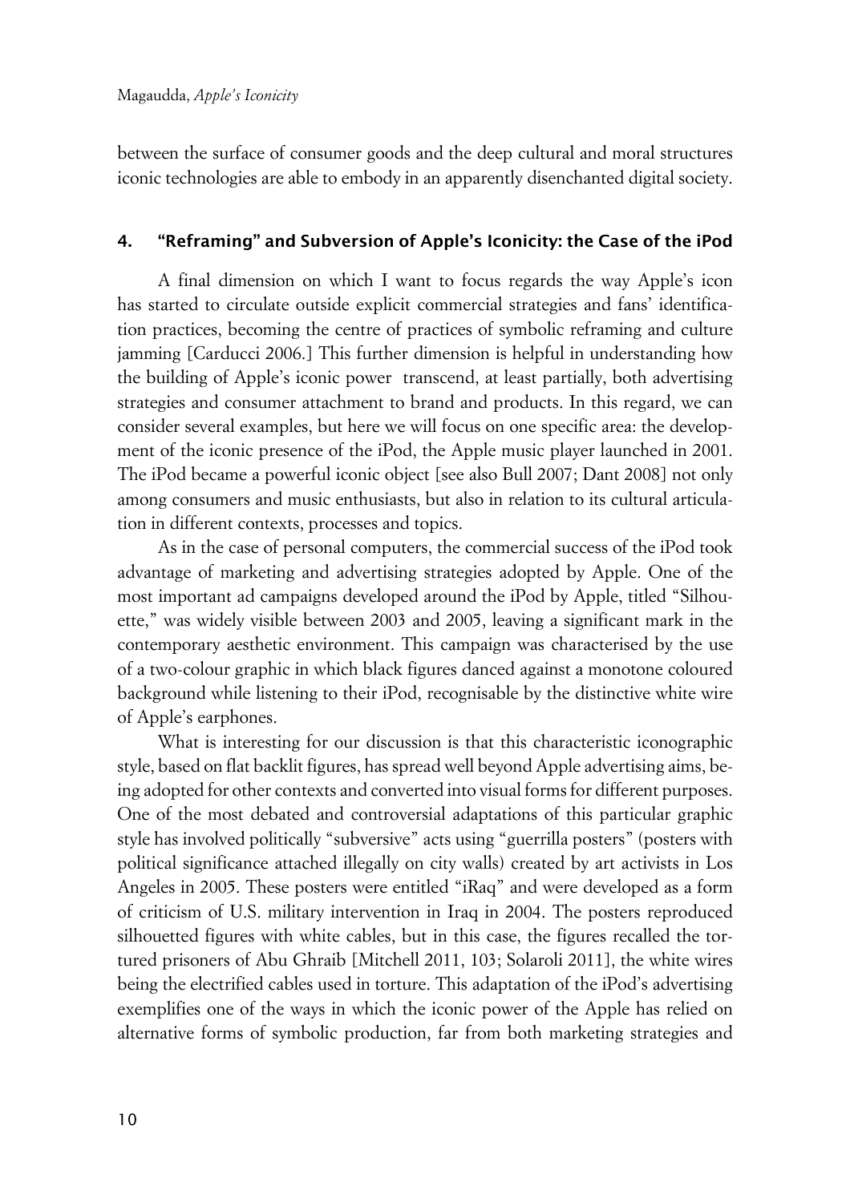between the surface of consumer goods and the deep cultural and moral structures iconic technologies are able to embody in an apparently disenchanted digital society.

## 4. "Reframing" and Subversion of Apple's Iconicity: the Case of the iPod

A final dimension on which I want to focus regards the way Apple's icon has started to circulate outside explicit commercial strategies and fans' identification practices, becoming the centre of practices of symbolic reframing and culture jamming [Carducci 2006.] This further dimension is helpful in understanding how the building of Apple's iconic power transcend, at least partially, both advertising strategies and consumer attachment to brand and products. In this regard, we can consider several examples, but here we will focus on one specific area: the development of the iconic presence of the iPod, the Apple music player launched in 2001. The iPod became a powerful iconic object [see also Bull 2007; Dant 2008] not only among consumers and music enthusiasts, but also in relation to its cultural articulation in different contexts, processes and topics.

As in the case of personal computers, the commercial success of the iPod took advantage of marketing and advertising strategies adopted by Apple. One of the most important ad campaigns developed around the iPod by Apple, titled "Silhouette," was widely visible between 2003 and 2005, leaving a significant mark in the contemporary aesthetic environment. This campaign was characterised by the use of a two-colour graphic in which black figures danced against a monotone coloured background while listening to their iPod, recognisable by the distinctive white wire of Apple's earphones.

What is interesting for our discussion is that this characteristic iconographic style, based on flat backlit figures, has spread well beyond Apple advertising aims, being adopted for other contexts and converted into visual forms for different purposes. One of the most debated and controversial adaptations of this particular graphic style has involved politically "subversive" acts using "guerrilla posters" (posters with political significance attached illegally on city walls) created by art activists in Los Angeles in 2005. These posters were entitled "iRaq" and were developed as a form of criticism of U.S. military intervention in Iraq in 2004. The posters reproduced silhouetted figures with white cables, but in this case, the figures recalled the tortured prisoners of Abu Ghraib [Mitchell 2011, 103; Solaroli 2011], the white wires being the electrified cables used in torture. This adaptation of the iPod's advertising exemplifies one of the ways in which the iconic power of the Apple has relied on alternative forms of symbolic production, far from both marketing strategies and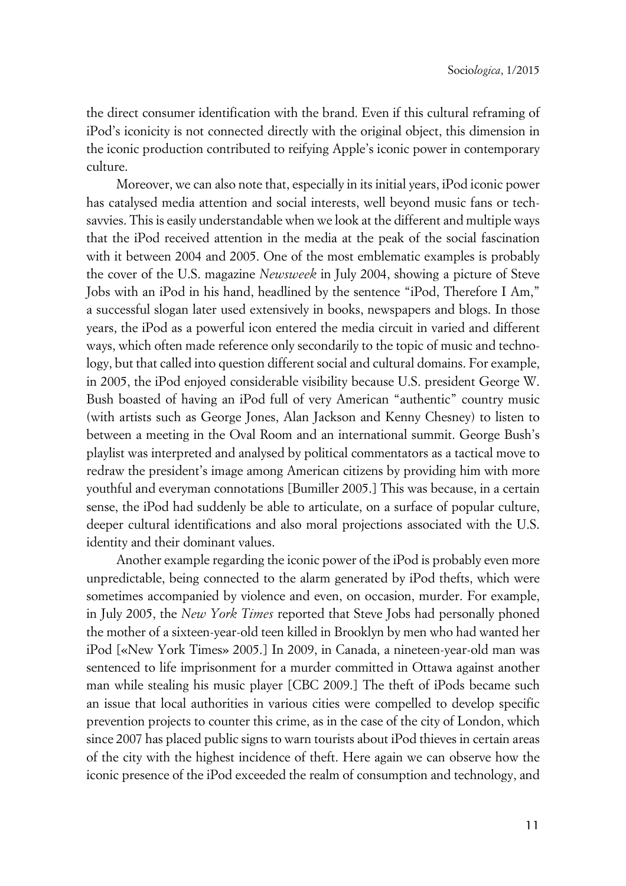the direct consumer identification with the brand. Even if this cultural reframing of iPod's iconicity is not connected directly with the original object, this dimension in the iconic production contributed to reifying Apple's iconic power in contemporary culture.

Moreover, we can also note that, especially in its initial years, iPod iconic power has catalysed media attention and social interests, well beyond music fans or tech-savvies. This is easily understandable when we look at the different and multiple ways that the iPod received attention in the media at the peak of the social fascination with it between 2004 and 2005. One of the most emblematic examples is probably the cover of the U.S. magazine *Newsweek* in July 2004, showing a picture of Steve Jobs with an iPod in his hand, headlined by the sentence "iPod, Therefore I Am," a successful slogan later used extensively in books, newspapers and blogs. In those years, the iPod as a powerful icon entered the media circuit in varied and different ways, which often made reference only secondarily to the topic of music and technology, but that called into question different social and cultural domains. For example, in 2005, the iPod enjoyed considerable visibility because U.S. president George W. Bush boasted of having an iPod full of very American "authentic" country music (with artists such as George Jones, Alan Jackson and Kenny Chesney) to listen to between a meeting in the Oval Room and an international summit. George Bush's playlist was interpreted and analysed by political commentators as a tactical move to redraw the president's image among American citizens by providing him with more youthful and everyman connotations [Bumiller 2005.] This was because, in a certain sense, the iPod had suddenly be able to articulate, on a surface of popular culture, deeper cultural identifications and also moral projections associated with the U.S. identity and their dominant values.

Another example regarding the iconic power of the iPod is probably even more unpredictable, being connected to the alarm generated by iPod thefts, which were sometimes accompanied by violence and even, on occasion, murder. For example, in July 2005, the *New York Times* reported that Steve Jobs had personally phoned the mother of a sixteen-year-old teen killed in Brooklyn by men who had wanted her iPod [«New York Times» 2005.] In 2009, in Canada, a nineteen-year-old man was sentenced to life imprisonment for a murder committed in Ottawa against another man while stealing his music player [CBC 2009.] The theft of iPods became such an issue that local authorities in various cities were compelled to develop specific prevention projects to counter this crime, as in the case of the city of London, which since 2007 has placed public signs to warn tourists about iPod thieves in certain areas of the city with the highest incidence of theft. Here again we can observe how the iconic presence of the iPod exceeded the realm of consumption and technology, and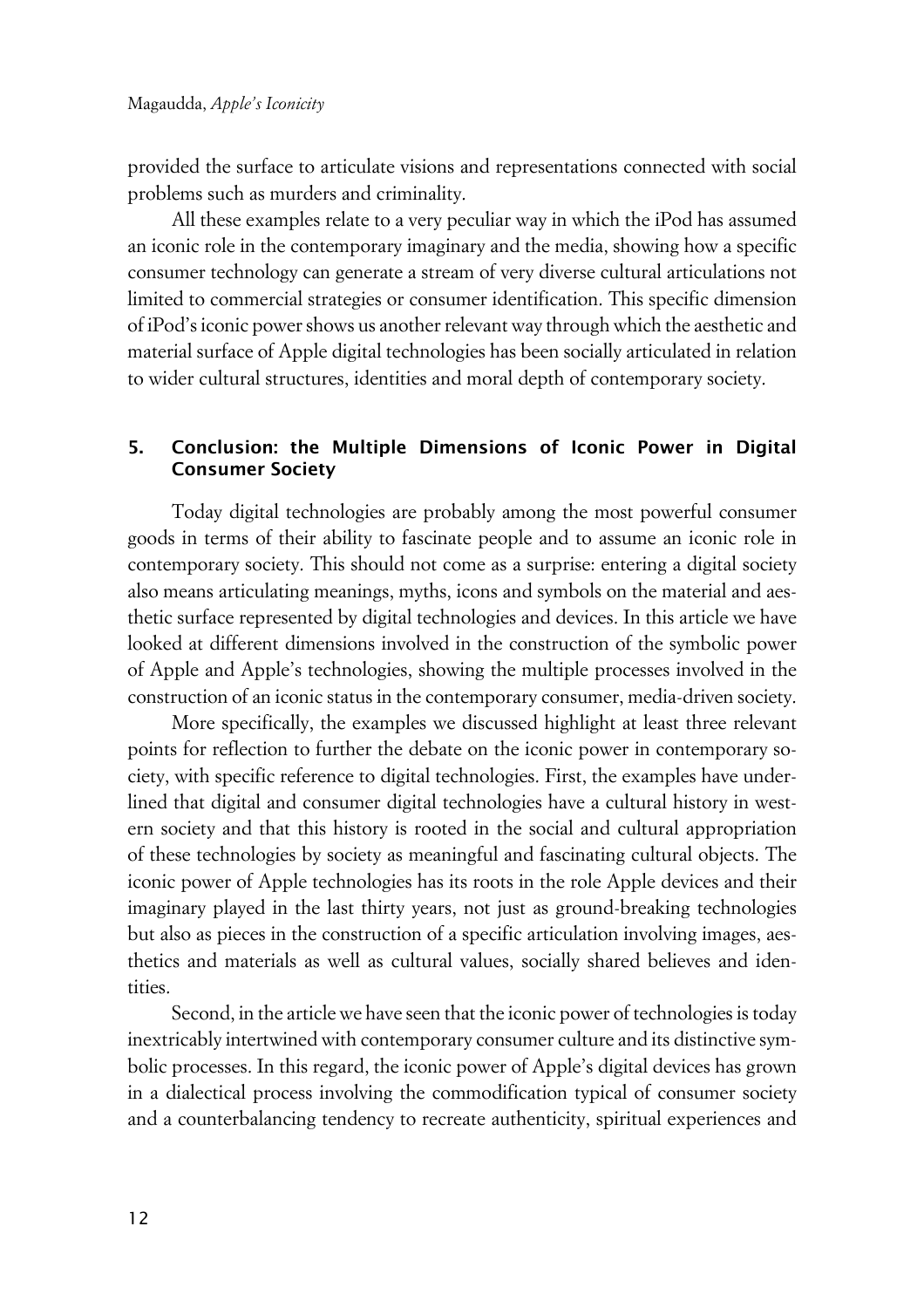provided the surface to articulate visions and representations connected with social problems such as murders and criminality.

All these examples relate to a very peculiar way in which the iPod has assumed an iconic role in the contemporary imaginary and the media, showing how a specific consumer technology can generate a stream of very diverse cultural articulations not limited to commercial strategies or consumer identification. This specific dimension of iPod's iconic power shows us another relevant way through which the aesthetic and material surface of Apple digital technologies has been socially articulated in relation to wider cultural structures, identities and moral depth of contemporary society.

## 5. Conclusion: the Multiple Dimensions of Iconic Power in Digital Consumer Society

Today digital technologies are probably among the most powerful consumer goods in terms of their ability to fascinate people and to assume an iconic role in contemporary society. This should not come as a surprise: entering a digital society also means articulating meanings, myths, icons and symbols on the material and aesthetic surface represented by digital technologies and devices. In this article we have looked at different dimensions involved in the construction of the symbolic power of Apple and Apple's technologies, showing the multiple processes involved in the construction of an iconic status in the contemporary consumer, media-driven society.

More specifically, the examples we discussed highlight at least three relevant points for reflection to further the debate on the iconic power in contemporary society, with specific reference to digital technologies. First, the examples have underlined that digital and consumer digital technologies have a cultural history in western society and that this history is rooted in the social and cultural appropriation of these technologies by society as meaningful and fascinating cultural objects. The iconic power of Apple technologies has its roots in the role Apple devices and their imaginary played in the last thirty years, not just as ground-breaking technologies but also as pieces in the construction of a specific articulation involving images, aesthetics and materials as well as cultural values, socially shared believes and identities.

Second, in the article we have seen that the iconic power of technologies is today inextricably intertwined with contemporary consumer culture and its distinctive symbolic processes. In this regard, the iconic power of Apple's digital devices has grown in a dialectical process involving the commodification typical of consumer society and a counterbalancing tendency to recreate authenticity, spiritual experiences and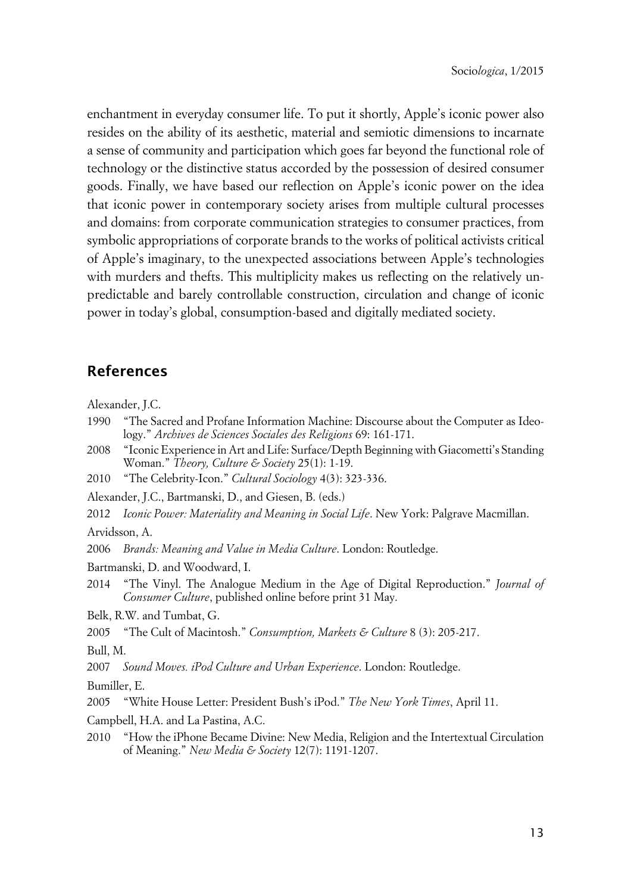enchantment in everyday consumer life. To put it shortly, Apple's iconic power also resides on the ability of its aesthetic, material and semiotic dimensions to incarnate a sense of community and participation which goes far beyond the functional role of technology or the distinctive status accorded by the possession of desired consumer goods. Finally, we have based our reflection on Apple's iconic power on the idea that iconic power in contemporary society arises from multiple cultural processes and domains: from corporate communication strategies to consumer practices, from symbolic appropriations of corporate brands to the works of political activists critical of Apple's imaginary, to the unexpected associations between Apple's technologies with murders and thefts. This multiplicity makes us reflecting on the relatively unpredictable and barely controllable construction, circulation and change of iconic power in today's global, consumption-based and digitally mediated society.

## References

Alexander, J.C.

1990 "The Sacred and Profane Information Machine: Discourse about the Computer as Ideology." *Archives de Sciences Sociales des Religions* 69: 161-171.

2008 "Iconic Experience in Art and Life: Surface/Depth Beginning with Giacometti's Standing Woman." *Theory, Culture & Society* 25(1): 1-19.

2010 "The Celebrity-Icon." *Cultural Sociology* 4(3): 323-336.

Alexander, J.C., Bartmanski, D., and Giesen, B. (eds.)

2012 *Iconic Power: Materiality and Meaning in Social Life*. New York: Palgrave Macmillan.

Arvidsson, A.

2006 *Brands: Meaning and Value in Media Culture*. London: Routledge.

Bartmanski, D. and Woodward, I.

2014 "The Vinyl. The Analogue Medium in the Age of Digital Reproduction." *Journal of Consumer Culture*, published online before print 31 May.

Belk, R.W. and Tumbat, G.

2005 "The Cult of Macintosh." *Consumption, Markets & Culture* 8 (3): 205-217.

Bull, M.

2007 *Sound Moves. iPod Culture and Urban Experience*. London: Routledge.

Bumiller, E.

2005 "White House Letter: President Bush's iPod." *The New York Times*, April 11.

Campbell, H.A. and La Pastina, A.C.

2010 "How the iPhone Became Divine: New Media, Religion and the Intertextual Circulation of Meaning." *New Media & Society* 12(7): 1191-1207.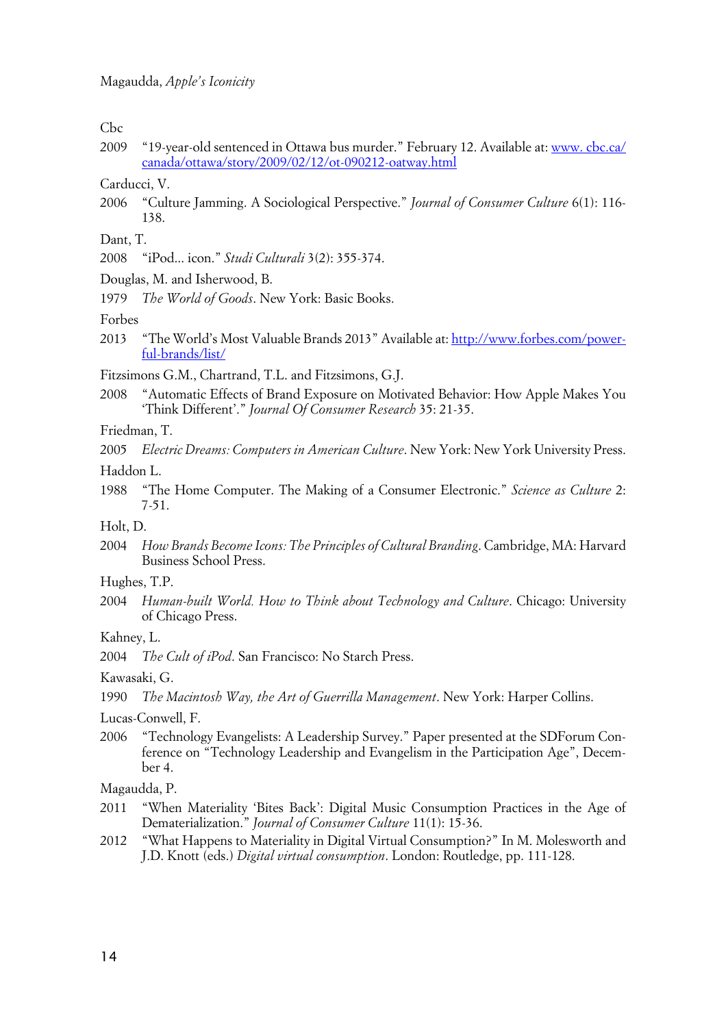Cbc

2009 "19-year-old sentenced in Ottawa bus murder." February 12. Available at: [www. cbc.ca/canada/ottawa/story/2009/02/12/ot-090212-oatway.html](http://www.cbc.ca/canada/ottawa/story/2009/02/12/ot-090212-oatway.html)

Carducci, V.

2006 "Culture Jamming. A Sociological Perspective." *Journal of Consumer Culture* 6(1): 116-138.

Dant, T.

2008 "iPod... icon." *Studi Culturali* 3(2): 355-374.

Douglas, M. and Isherwood, B.

1979 *The World of Goods*. New York: Basic Books.

Forbes

2013 "The World's Most Valuable Brands 2013" Available at: [http://www.forbes.com/powerful-brands/list/](http://www.forbes.com/powerful-brands/list/)

Fitzsimons G.M., Chartrand, T.L. and Fitzsimons, G.J.

2008 "Automatic Effects of Brand Exposure on Motivated Behavior: How Apple Makes You 'Think Different'." *Journal Of Consumer Research* 35: 21-35.

Friedman, T.

2005 *Electric Dreams: Computers in American Culture*. New York: New York University Press.

Haddon L.

1988 "The Home Computer. The Making of a Consumer Electronic." *Science as Culture* 2: 7-51.

Holt, D.

2004 *How Brands Become Icons: The Principles of Cultural Branding*. Cambridge, MA: Harvard Business School Press.

Hughes, T.P.

2004 *Human-built World. How to Think about Technology and Culture*. Chicago: University of Chicago Press.

Kahney, L.

2004 *The Cult of iPod*. San Francisco: No Starch Press.

Kawasaki, G.

1990 *The Macintosh Way, the Art of Guerrilla Management*. New York: Harper Collins.

Lucas-Conwell, F.

2006 "Technology Evangelists: A Leadership Survey." Paper presented at the SDForum Conference on "Technology Leadership and Evangelism in the Participation Age", December 4.

Magaudda, P.

2011 "When Materiality 'Bites Back': Digital Music Consumption Practices in the Age of Dematerialization." *Journal of Consumer Culture* 11(1): 15-36.

2012 "What Happens to Materiality in Digital Virtual Consumption?" In M. Molesworth and J.D. Knott (eds.) *Digital virtual consumption*. London: Routledge, pp. 111-128.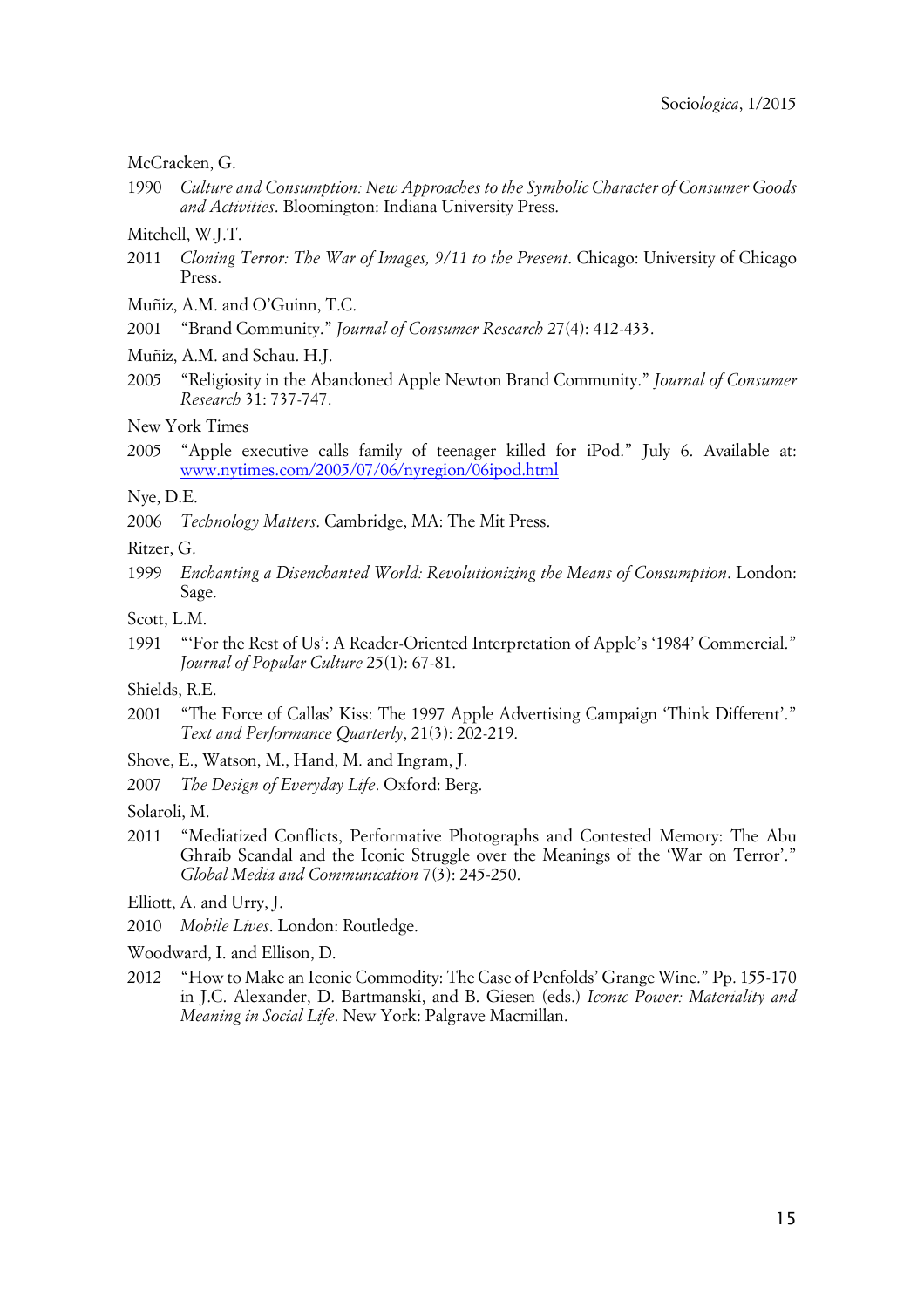McCracken, G.

1990 *Culture and Consumption: New Approaches to the Symbolic Character of Consumer Goods and Activities*. Bloomington: Indiana University Press.

Mitchell, W.J.T.

2011 *Cloning Terror: The War of Images, 9/11 to the Present*. Chicago: University of Chicago Press.

Muñiz, A.M. and O'Guinn, T.C.

2001 "Brand Community." *Journal of Consumer Research* 27(4): 412-433.

Muñiz, A.M. and Schau. H.J.

2005 "Religiosity in the Abandoned Apple Newton Brand Community." *Journal of Consumer Research* 31: 737-747.

New York Times

2005 "Apple executive calls family of teenager killed for iPod." July 6. Available at: www.nytimes.com/2005/07/06/nyregion/06ipod.html

Nye, D.E.

2006 *Technology Matters*. Cambridge, MA: The Mit Press.

Ritzer, G.

1999 *Enchanting a Disenchanted World: Revolutionizing the Means of Consumption*. London: Sage.

Scott, L.M.

1991 "'For the Rest of Us': A Reader-Oriented Interpretation of Apple's '1984' Commercial." *Journal of Popular Culture* 25(1): 67-81.

Shields, R.E.

2001 "The Force of Callas' Kiss: The 1997 Apple Advertising Campaign 'Think Different'." *Text and Performance Quarterly*, 21(3): 202-219.

Shove, E., Watson, M., Hand, M. and Ingram, J.

2007 *The Design of Everyday Life*. Oxford: Berg.

Solaroli, M.

2011 "Mediatized Conflicts, Performative Photographs and Contested Memory: The Abu Ghraib Scandal and the Iconic Struggle over the Meanings of the 'War on Terror'." *Global Media and Communication* 7(3): 245-250.

Elliott, A. and Urry, J.

2010 *Mobile Lives*. London: Routledge.

Woodward, I. and Ellison, D.

2012 "How to Make an Iconic Commodity: The Case of Penfolds' Grange Wine." Pp. 155-170 in J.C. Alexander, D. Bartmanski, and B. Giesen (eds.) *Iconic Power: Materiality and Meaning in Social Life*. New York: Palgrave Macmillan.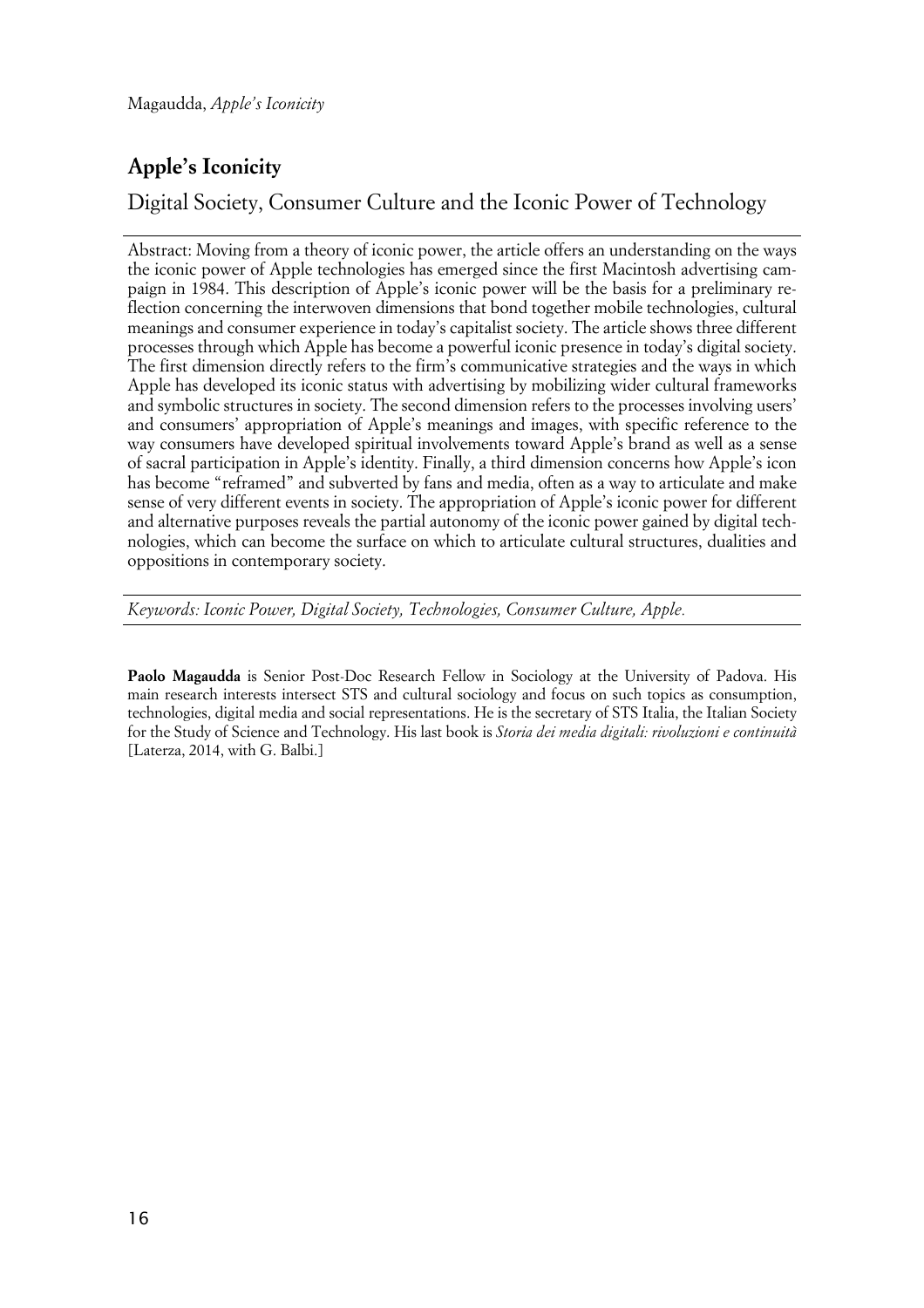# Apple's Iconicity

## Digital Society, Consumer Culture and the Iconic Power of Technology

Abstract: Moving from a theory of iconic power, the article offers an understanding on the ways the iconic power of Apple technologies has emerged since the first Macintosh advertising campaign in 1984. This description of Apple's iconic power will be the basis for a preliminary reflection concerning the interwoven dimensions that bond together mobile technologies, cultural meanings and consumer experience in today's capitalist society. The article shows three different processes through which Apple has become a powerful iconic presence in today's digital society. The first dimension directly refers to the firm's communicative strategies and the ways in which Apple has developed its iconic status with advertising by mobilizing wider cultural frameworks and symbolic structures in society. The second dimension refers to the processes involving users' and consumers' appropriation of Apple's meanings and images, with specific reference to the way consumers have developed spiritual involvements toward Apple's brand as well as a sense of sacral participation in Apple's identity. Finally, a third dimension concerns how Apple's icon has become "reframed" and subverted by fans and media, often as a way to articulate and make sense of very different events in society. The appropriation of Apple's iconic power for different and alternative purposes reveals the partial autonomy of the iconic power gained by digital technologies, which can become the surface on which to articulate cultural structures, dualities and oppositions in contemporary society.

*Keywords: Iconic Power, Digital Society, Technologies, Consumer Culture, Apple.*

**Paolo Magaudda** is Senior Post-Doc Research Fellow in Sociology at the University of Padova. His main research interests intersect STS and cultural sociology and focus on such topics as consumption, technologies, digital media and social representations. He is the secretary of STS Italia, the Italian Society for the Study of Science and Technology. His last book is *Storia dei media digitali: rivoluzioni e continuità* [Laterza, 2014, with G. Balbi.]